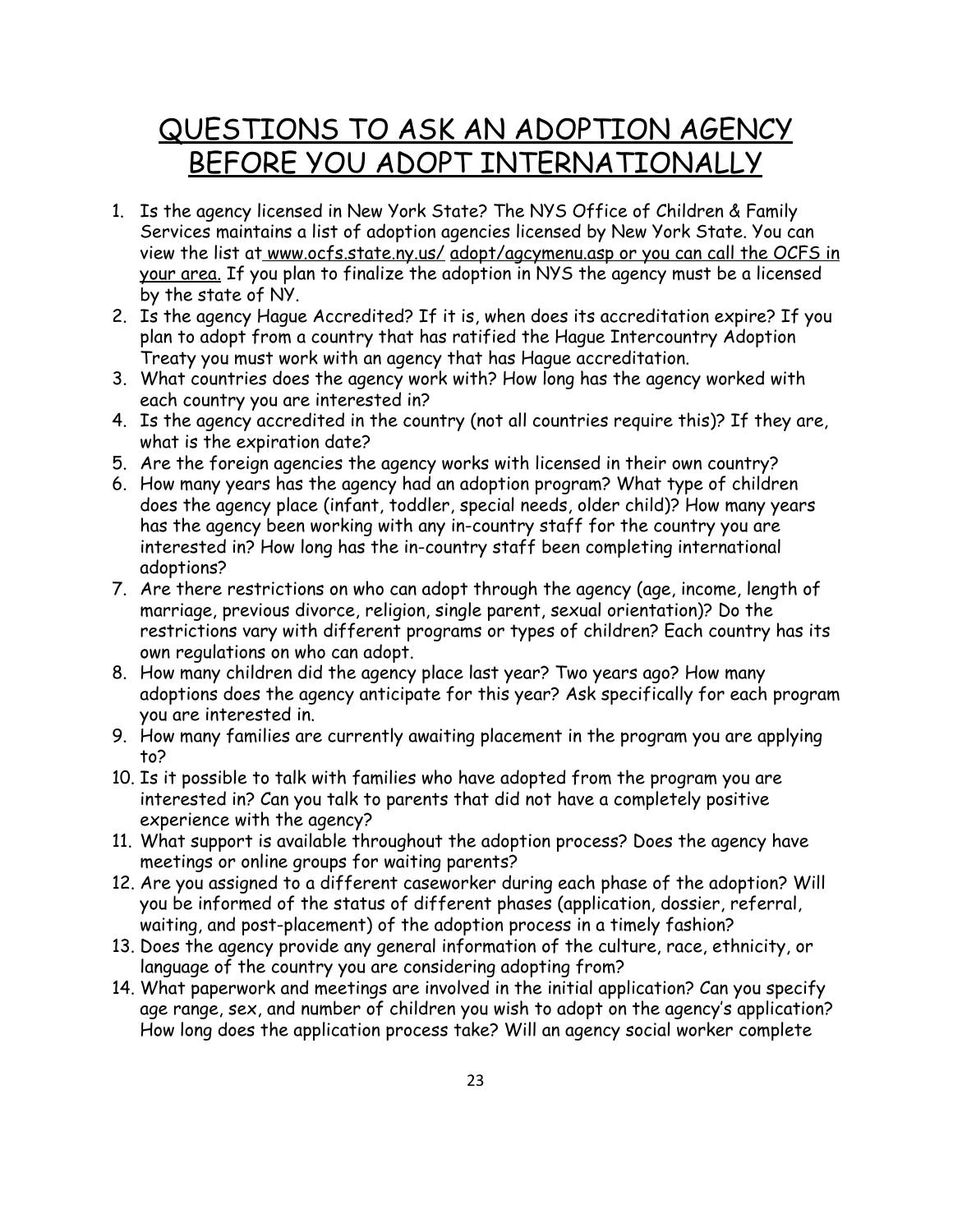# QUESTIONS TO ASK AN ADOPTION AGENCY BEFORE YOU ADOPT INTERNATIONALLY

1. Is the agency licensed in New York State? The NYS Office of Children & Family Services maintains a list of adoption agencies licensed by New York State. You can view the list at www.ocfs.state.ny.us/ adopt/agcymenu.asp or you can call the OCFS in your area. If you plan to finalize the adoption in NYS the agency must be a licensed by the state of NY.
2. Is the agency Hague Accredited? If it is, when does its accreditation expire? If you plan to adopt from a country that has ratified the Hague Intercountry Adoption Treaty you must work with an agency that has Hague accreditation.
3. What countries does the agency work with? How long has the agency worked with each country you are interested in?
4. Is the agency accredited in the country (not all countries require this)? If they are, what is the expiration date?
5. Are the foreign agencies the agency works with licensed in their own country?
6. How many years has the agency had an adoption program? What type of children does the agency place (infant, toddler, special needs, older child)? How many years has the agency been working with any in-country staff for the country you are interested in? How long has the in-country staff been completing international adoptions?
7. Are there restrictions on who can adopt through the agency (age, income, length of marriage, previous divorce, religion, single parent, sexual orientation)? Do the restrictions vary with different programs or types of children? Each country has its own regulations on who can adopt.
8. How many children did the agency place last year? Two years ago? How many adoptions does the agency anticipate for this year? Ask specifically for each program you are interested in.
9. How many families are currently awaiting placement in the program you are applying to?
10. Is it possible to talk with families who have adopted from the program you are interested in? Can you talk to parents that did not have a completely positive experience with the agency?
11. What support is available throughout the adoption process? Does the agency have meetings or online groups for waiting parents?
12. Are you assigned to a different caseworker during each phase of the adoption? Will you be informed of the status of different phases (application, dossier, referral, waiting, and post-placement) of the adoption process in a timely fashion?
13. Does the agency provide any general information of the culture, race, ethnicity, or language of the country you are considering adopting from?
14. What paperwork and meetings are involved in the initial application? Can you specify age range, sex, and number of children you wish to adopt on the agency's application? How long does the application process take? Will an agency social worker complete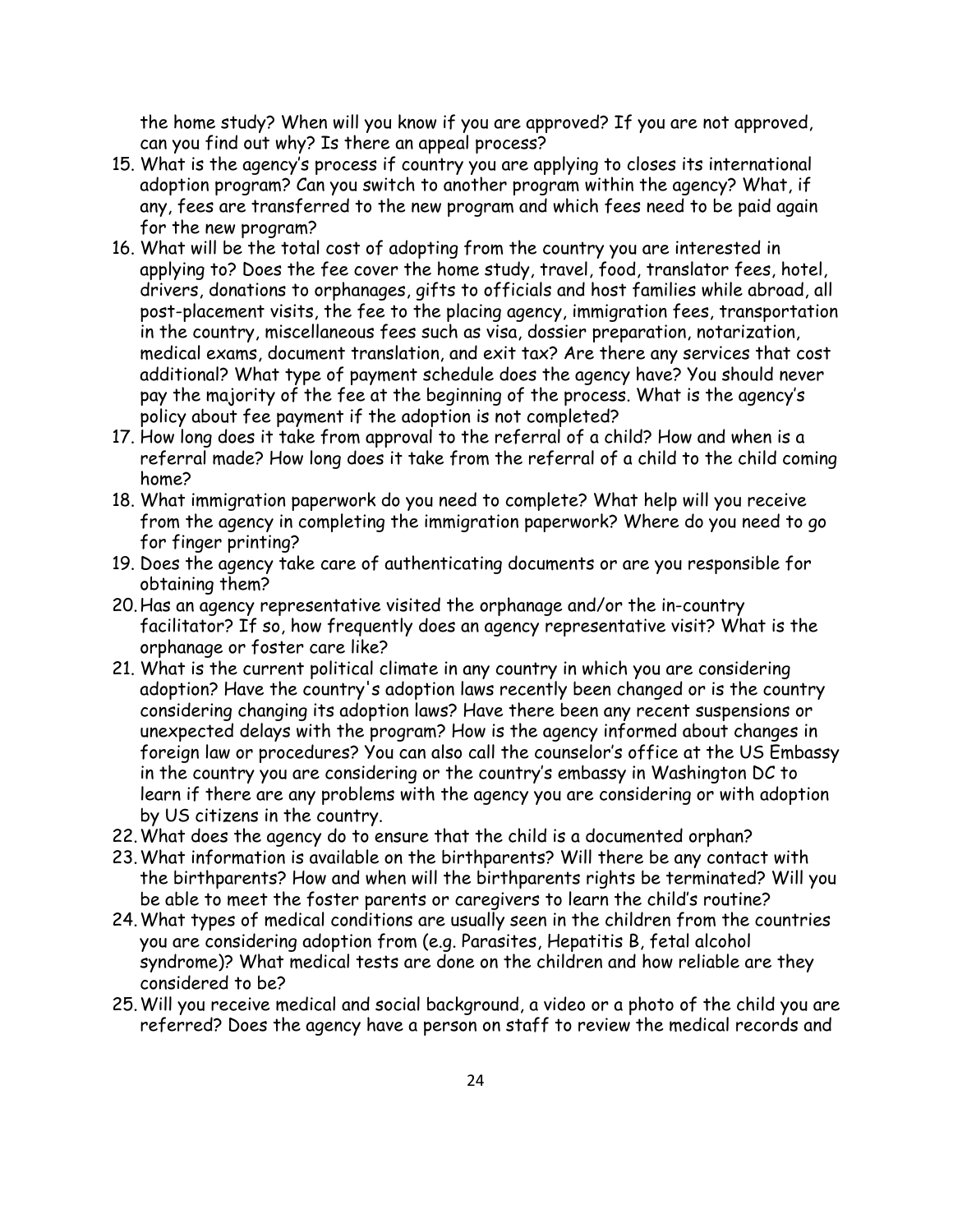the home study? When will you know if you are approved? If you are not approved, can you find out why? Is there an appeal process?

15. What is the agency's process if country you are applying to closes its international adoption program? Can you switch to another program within the agency? What, if any, fees are transferred to the new program and which fees need to be paid again for the new program?
16. What will be the total cost of adopting from the country you are interested in applying to? Does the fee cover the home study, travel, food, translator fees, hotel, drivers, donations to orphanages, gifts to officials and host families while abroad, all post-placement visits, the fee to the placing agency, immigration fees, transportation in the country, miscellaneous fees such as visa, dossier preparation, notarization, medical exams, document translation, and exit tax? Are there any services that cost additional? What type of payment schedule does the agency have? You should never pay the majority of the fee at the beginning of the process. What is the agency's policy about fee payment if the adoption is not completed?
17. How long does it take from approval to the referral of a child? How and when is a referral made? How long does it take from the referral of a child to the child coming home?
18. What immigration paperwork do you need to complete? What help will you receive from the agency in completing the immigration paperwork? Where do you need to go for finger printing?
19. Does the agency take care of authenticating documents or are you responsible for obtaining them?
20. Has an agency representative visited the orphanage and/or the in-country facilitator? If so, how frequently does an agency representative visit? What is the orphanage or foster care like?
21. What is the current political climate in any country in which you are considering adoption? Have the country's adoption laws recently been changed or is the country considering changing its adoption laws? Have there been any recent suspensions or unexpected delays with the program? How is the agency informed about changes in foreign law or procedures? You can also call the counselor's office at the US Embassy in the country you are considering or the country's embassy in Washington DC to learn if there are any problems with the agency you are considering or with adoption by US citizens in the country.
22. What does the agency do to ensure that the child is a documented orphan?
23. What information is available on the birthparents? Will there be any contact with the birthparents? How and when will the birthparents rights be terminated? Will you be able to meet the foster parents or caregivers to learn the child's routine?
24. What types of medical conditions are usually seen in the children from the countries you are considering adoption from (e.g. Parasites, Hepatitis B, fetal alcohol syndrome)? What medical tests are done on the children and how reliable are they considered to be?
25. Will you receive medical and social background, a video or a photo of the child you are referred? Does the agency have a person on staff to review the medical records and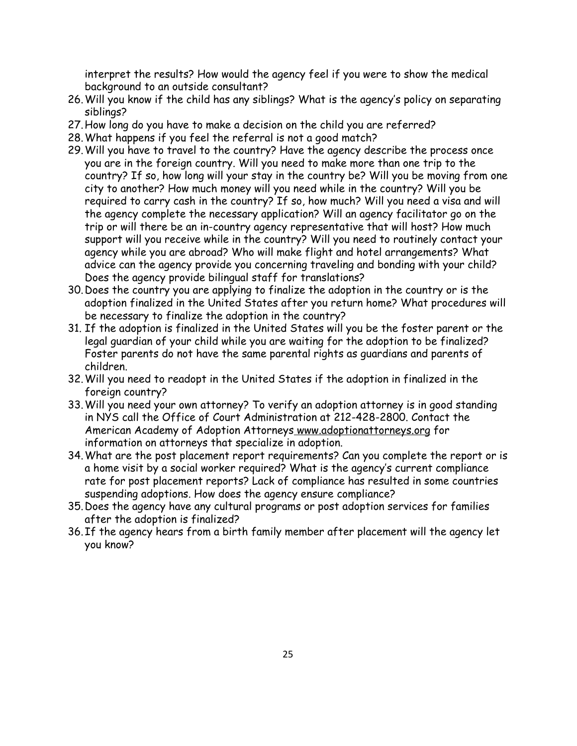interpret the results? How would the agency feel if you were to show the medical background to an outside consultant?

26. Will you know if the child has any siblings? What is the agency's policy on separating siblings?
27. How long do you have to make a decision on the child you are referred?
28. What happens if you feel the referral is not a good match?
29. Will you have to travel to the country? Have the agency describe the process once you are in the foreign country. Will you need to make more than one trip to the country? If so, how long will your stay in the country be? Will you be moving from one city to another? How much money will you need while in the country? Will you be required to carry cash in the country? If so, how much? Will you need a visa and will the agency complete the necessary application? Will an agency facilitator go on the trip or will there be an in-country agency representative that will host? How much support will you receive while in the country? Will you need to routinely contact your agency while you are abroad? Who will make flight and hotel arrangements? What advice can the agency provide you concerning traveling and bonding with your child? Does the agency provide bilingual staff for translations?
30. Does the country you are applying to finalize the adoption in the country or is the adoption finalized in the United States after you return home? What procedures will be necessary to finalize the adoption in the country?
31. If the adoption is finalized in the United States will you be the foster parent or the legal guardian of your child while you are waiting for the adoption to be finalized? Foster parents do not have the same parental rights as guardians and parents of children.
32. Will you need to readopt in the United States if the adoption in finalized in the foreign country?
33. Will you need your own attorney? To verify an adoption attorney is in good standing in NYS call the Office of Court Administration at 212-428-2800. Contact the American Academy of Adoption Attorneys www.adoptionattorneys.org for information on attorneys that specialize in adoption.
34. What are the post placement report requirements? Can you complete the report or is a home visit by a social worker required? What is the agency's current compliance rate for post placement reports? Lack of compliance has resulted in some countries suspending adoptions. How does the agency ensure compliance?
35. Does the agency have any cultural programs or post adoption services for families after the adoption is finalized?
36. If the agency hears from a birth family member after placement will the agency let you know?